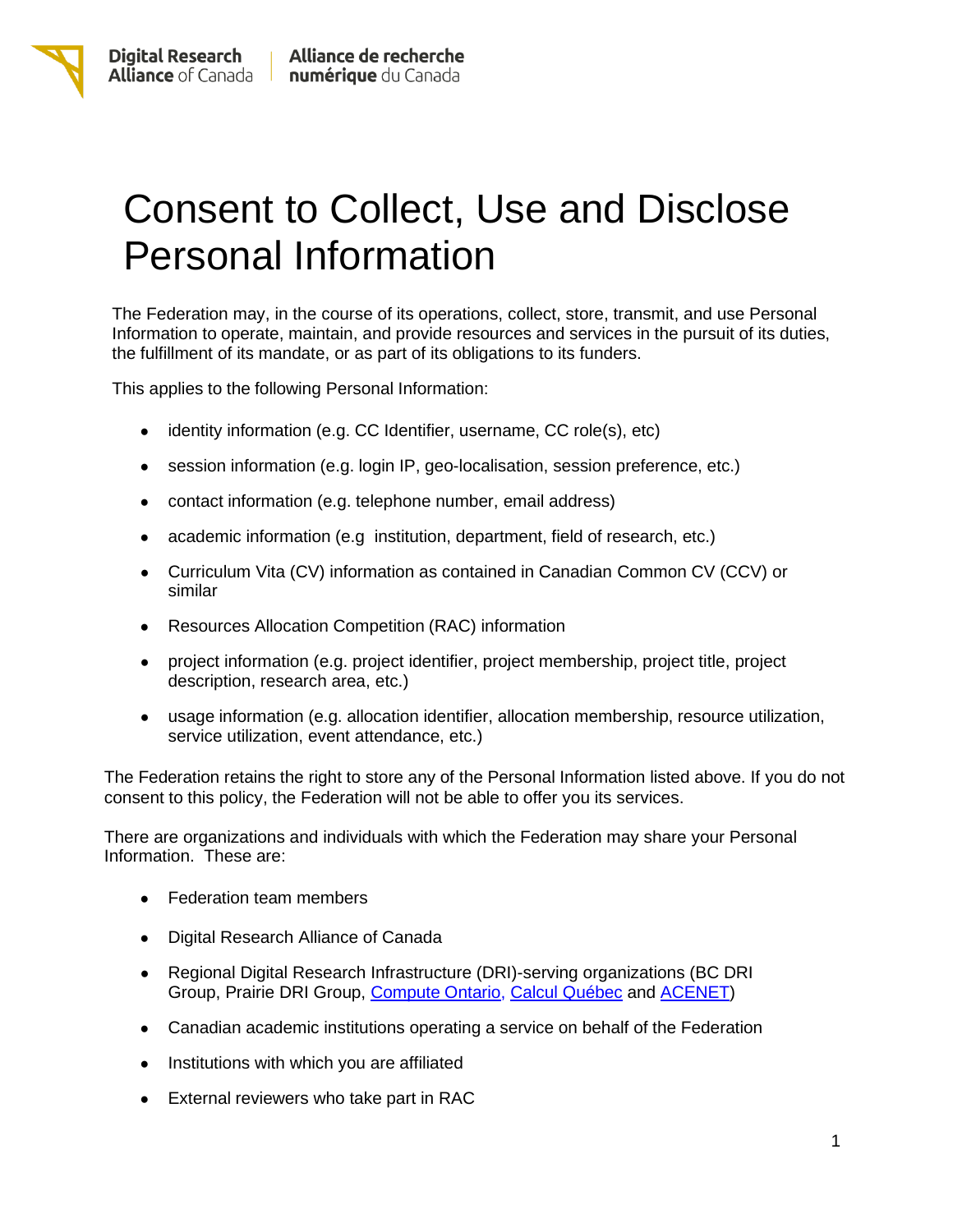Digital Research Alliance of Canada | Alliance de recherche numérique du Canada

# Consent to Collect, Use and Disclose Personal Information

The Federation may, in the course of its operations, collect, store, transmit, and use Personal Information to operate, maintain, and provide resources and services in the pursuit of its duties, the fulfillment of its mandate, or as part of its obligations to its funders.

This applies to the following Personal Information:

- identity information (e.g. CC Identifier, username, CC role(s), etc)
- session information (e.g. login IP, geo-localisation, session preference, etc.)
- contact information (e.g. telephone number, email address)
- academic information (e.g  institution, department, field of research, etc.)
- Curriculum Vita (CV) information as contained in Canadian Common CV (CCV) or similar
- Resources Allocation Competition (RAC) information
- project information (e.g. project identifier, project membership, project title, project description, research area, etc.)
- usage information (e.g. allocation identifier, allocation membership, resource utilization, service utilization, event attendance, etc.)

The Federation retains the right to store any of the Personal Information listed above. If you do not consent to this policy, the Federation will not be able to offer you its services.

There are organizations and individuals with which the Federation may share your Personal Information.  These are:

- Federation team members
- Digital Research Alliance of Canada
- Regional Digital Research Infrastructure (DRI)-serving organizations (BC DRI Group, Prairie DRI Group, Compute Ontario, Calcul Québec and ACENET)
- Canadian academic institutions operating a service on behalf of the Federation
- Institutions with which you are affiliated
- External reviewers who take part in RAC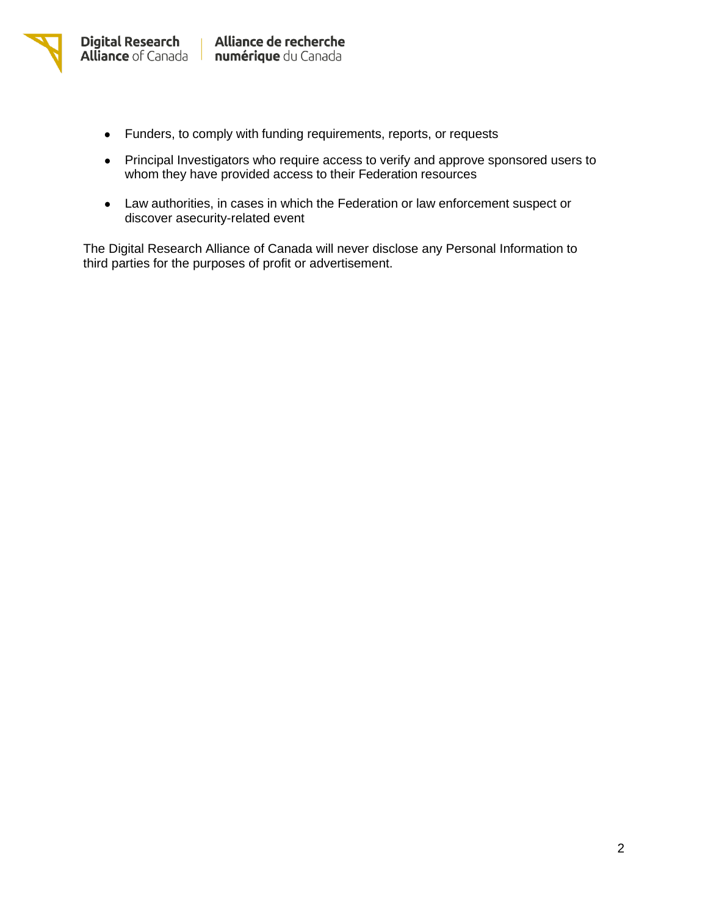- Funders, to comply with funding requirements, reports, or requests
- Principal Investigators who require access to verify and approve sponsored users to whom they have provided access to their Federation resources
- Law authorities, in cases in which the Federation or law enforcement suspect or discover asecurity-related event

The Digital Research Alliance of Canada will never disclose any Personal Information to third parties for the purposes of profit or advertisement.